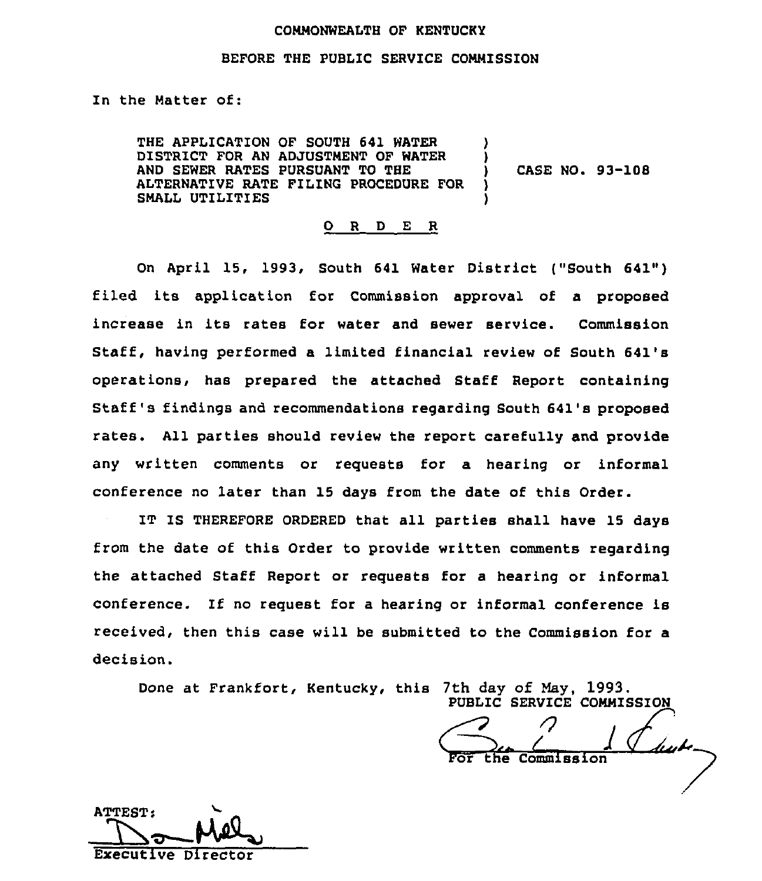COMMONWEALTH OF KENTUCKY

BEFORE THE PUBLIC SERVICE COMMISSION

In the Matter of:

THE APPLICATION OF SOUTH 641 WATER DISTRICT FOR AN ADJUSTMENT OF WATER AND SEWER RATES PURSUANT TO THE ALTERNATIVE RATE FILING PROCEDURE FOR SMALL UTILITIES ) CASE NO. 93-108

## O R D E R

On April 15, 1993, South 641 Water District ("South 641") filed its application for Commission approval of a proposed increase in its rates for water and sewer service. Commission Staff, having performed a limited financial review of South 641's operations, has prepared the attached Staff Report containing Staff's findings and recommendations regarding South 641's proposed rates. All parties should review the report carefully and provide any written comments or requests for a hearing or informal conference no later than 15 days from the date of this Order.

IT IS THEREFORE ORDERED that all parties shall have 15 days from the date of this Order to provide written comments regarding the attached Staff Report or requests for a hearing or informal conference. If no request for a hearing or informal conference is received, then this case will be submitted to the Commission for a decision.

Done at Frankfort, Kentucky, this 7th day of May, 1993.

PUBLIC SERVICE COMMISSION

For the Commission

ATTEST:

Executive Director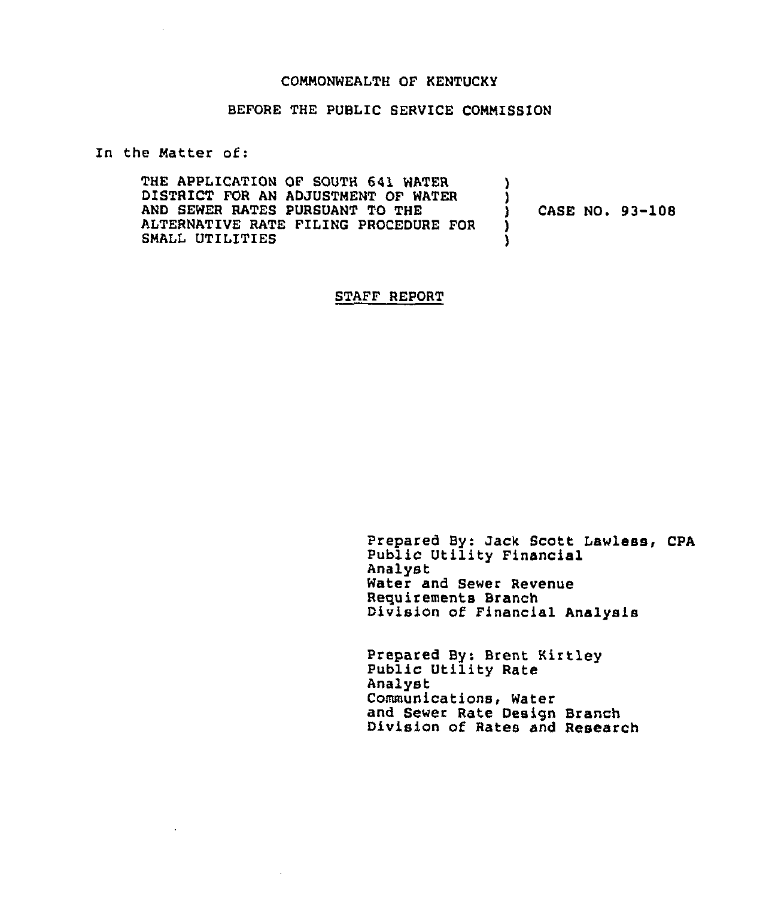COMMONWEALTH OF KENTUCKY

BEFORE THE PUBLIC SERVICE COMMISSION

In the Matter of:

| | | |
|---|---|---|
| THE APPLICATION OF SOUTH 641 WATER DISTRICT FOR AN ADJUSTMENT OF WATER AND SEWER RATES PURSUANT TO THE ALTERNATIVE RATE FILING PROCEDURE FOR SMALL UTILITIES | ) | CASE NO. 93-108 |

## STAFF REPORT

Prepared By: Jack Scott Lawless, CPA
Public Utility Financial Analyst
Water and Sewer Revenue Requirements Branch
Division of Financial Analysis

Prepared By: Brent Kirtley
Public Utility Rate Analyst
Communications, Water and Sewer Rate Design Branch
Division of Rates and Research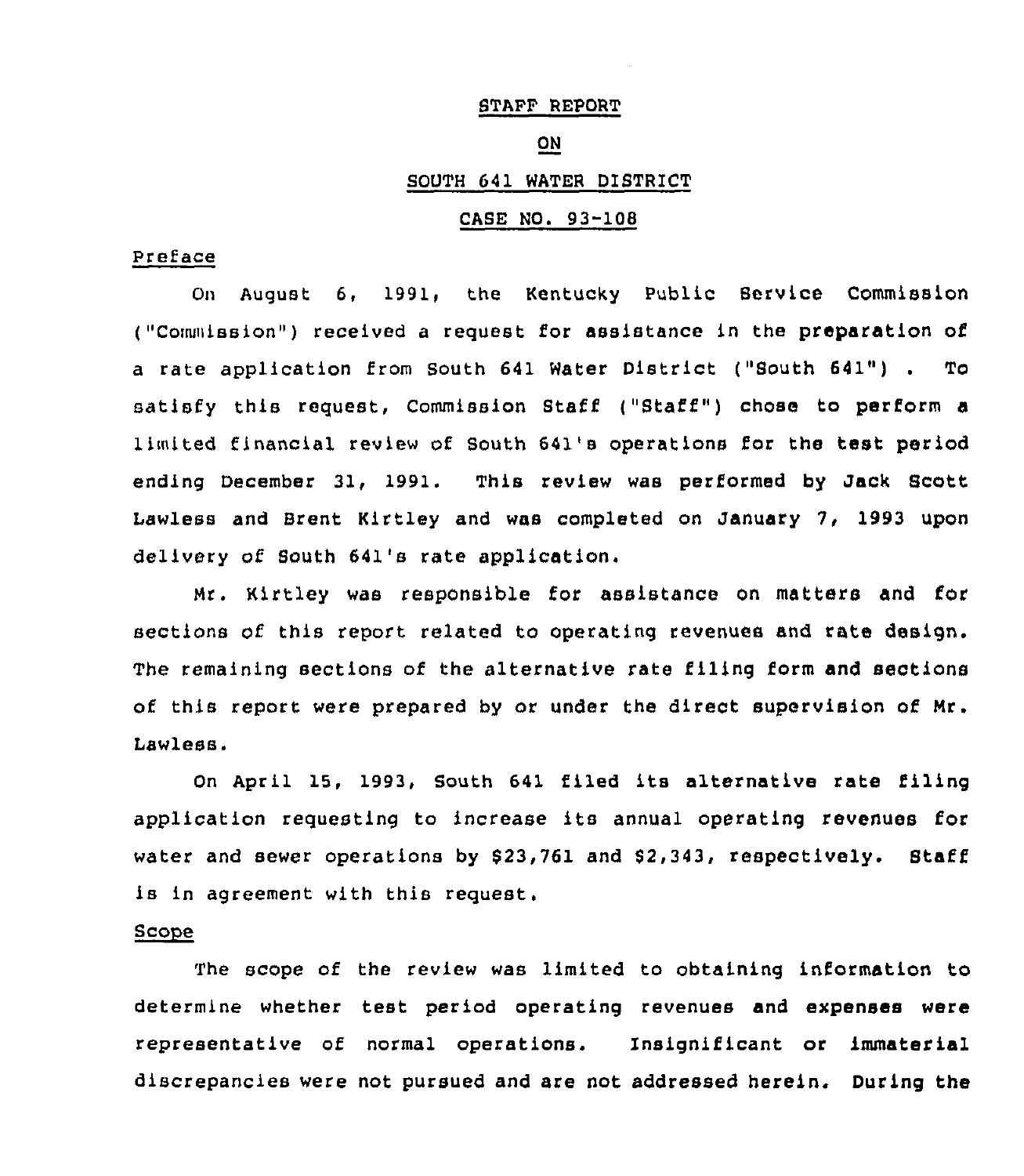STAFF REPORT

ON

SOUTH 641 WATER DISTRICT

CASE NO. 93-108

Preface

On August 6, 1991, the Kentucky Public Service Commission ("Commission") received a request for assistance in the preparation of a rate application from South 641 Water District ("South 641") . To satisfy this request, Commission Staff ("Staff") chose to perform a limited financial review of South 641's operations for the test period ending December 31, 1991. This review was performed by Jack Scott Lawless and Brent Kirtley and was completed on January 7, 1993 upon delivery of South 641's rate application.

Mr. Kirtley was responsible for assistance on matters and for sections of this report related to operating revenues and rate design. The remaining sections of the alternative rate filing form and sections of this report were prepared by or under the direct supervision of Mr. Lawless.

On April 15, 1993, South 641 filed its alternative rate filing application requesting to increase its annual operating revenues for water and sewer operations by $23,761 and $2,343, respectively. Staff is in agreement with this request.

Scope

The scope of the review was limited to obtaining information to determine whether test period operating revenues and expenses were representative of normal operations. Insignificant or immaterial discrepancies were not pursued and are not addressed herein. During the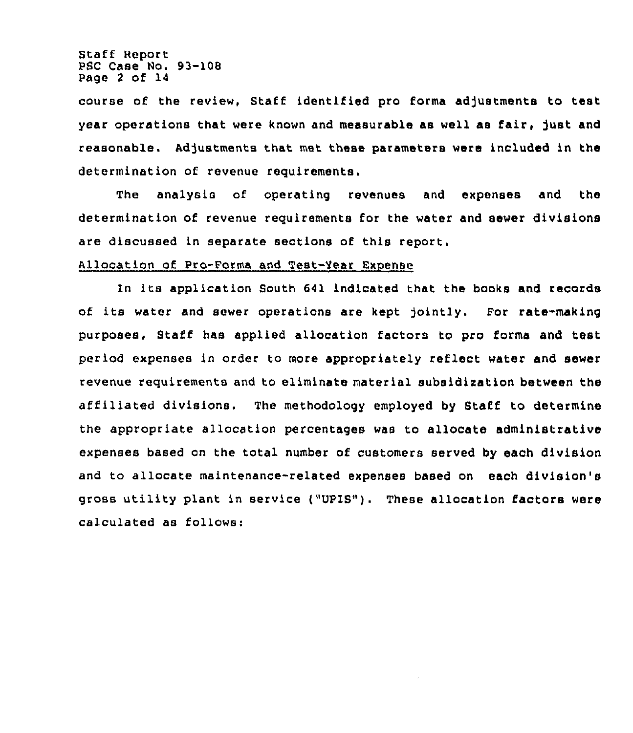course of the review, Staff identified pro forma adjustments to test year operations that were known and measurable as well as fair, just and reasonable. Adjustments that met these parameters were included in the determination of revenue requirements.

The analysis of operating revenues and expenses and the determination of revenue requirements for the water and sewer divisions are discussed in separate sections of this report.

Allocation of Pro-Forma and Test-Year Expense

In its application South 641 indicated that the books and records of its water and sewer operations are kept jointly. For rate-making purposes, Staff has applied allocation factors to pro forma and test period expenses in order to more appropriately reflect water and sewer revenue requirements and to eliminate material subsidization between the affiliated divisions. The methodology employed by Staff to determine the appropriate allocation percentages was to allocate administrative expenses based on the total number of customers served by each division and to allocate maintenance-related expenses based on each division's gross utility plant in service ("UPIS"). These allocation factors were calculated as follows: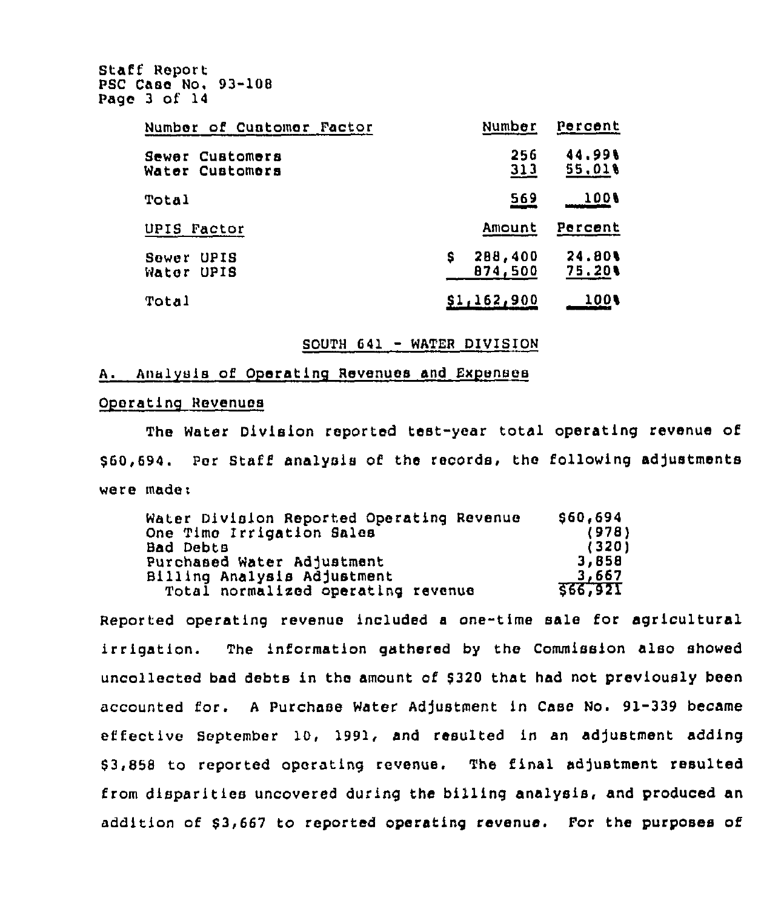| Number of Customer Factor | Number | Percent |
|---|---|---|
| Sewer Customers | 256 | 44.99% |
| Water Customers | 313 | 55.01% |
| Total | 569 | 100% |

| UPIS Factor | Amount | Percent |
|---|---|---|
| Sewer UPIS | $ 288,400 | 24.80% |
| Water UPIS | 874,500 | 75.20% |
| Total | $1,162,900 | 100% |

## SOUTH 641 - WATER DIVISION

### A. Analysis of Operating Revenues and Expenses

#### Operating Revenues

The Water Division reported test-year total operating revenue of $60,694. Per Staff analysis of the records, the following adjustments were made:

| | |
|---|---|
| Water Division Reported Operating Revenue | $60,694 |
| One Time Irrigation Sales | (978) |
| Bad Debts | (320) |
| Purchased Water Adjustment | 3,858 |
| Billing Analysis Adjustment | 3,667 |
| Total normalized operating revenue | $66,921 |

Reported operating revenue included a one-time sale for agricultural irrigation. The information gathered by the Commission also showed uncollected bad debts in the amount of $320 that had not previously been accounted for. A Purchase Water Adjustment in Case No. 91-339 became effective September 10, 1991, and resulted in an adjustment adding $3,858 to reported operating revenue. The final adjustment resulted from disparities uncovered during the billing analysis, and produced an addition of $3,667 to reported operating revenue. For the purposes of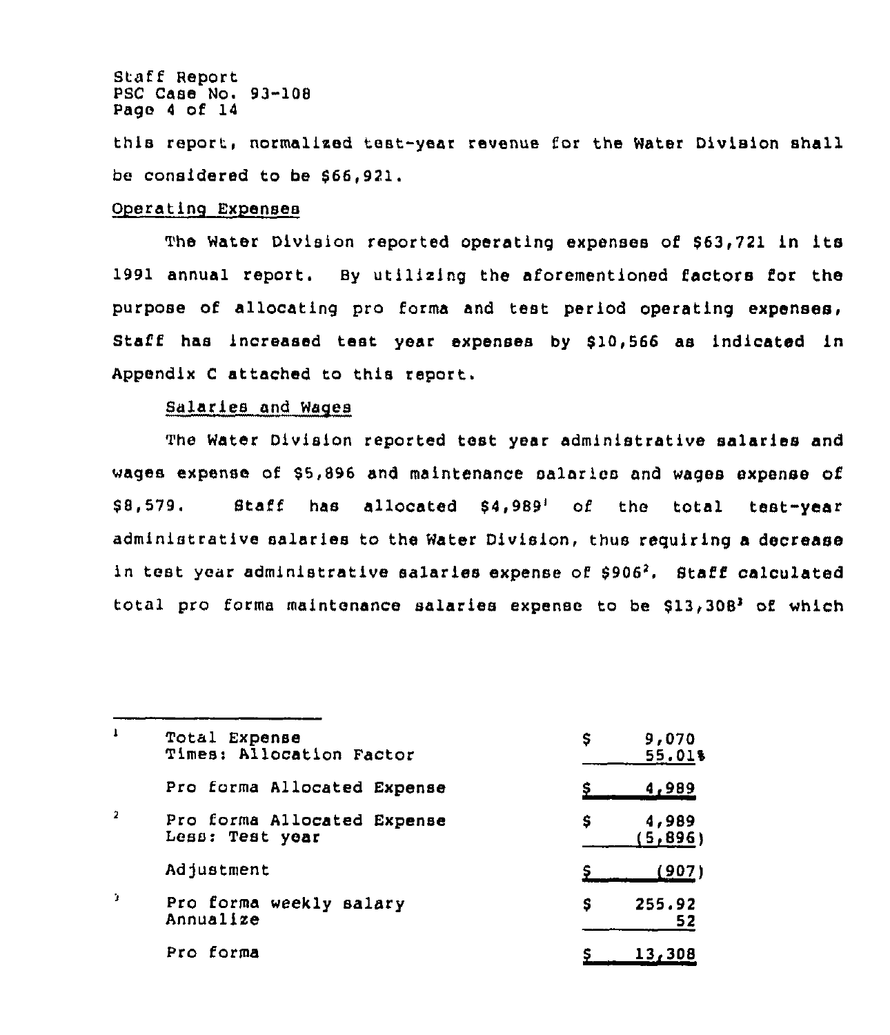this report, normalized test-year revenue for the Water Division shall be considered to be $66,921.

Operating Expenses

The Water Division reported operating expenses of $63,721 in its 1991 annual report. By utilizing the aforementioned factors for the purpose of allocating pro forma and test period operating expenses, Staff has increased test year expenses by $10,566 as indicated in Appendix C attached to this report.

Salaries and Wages

The Water Division reported test year administrative salaries and wages expense of $5,896 and maintenance salaries and wages expense of $8,579. Staff has allocated $4,989[1] of the total test-year administrative salaries to the Water Division, thus requiring a decrease in test year administrative salaries expense of $906[2]. Staff calculated total pro forma maintenance salaries expense to be $13,308[3] of which

---

[1]

| | |
|---|---|
| Total Expense | $ 9,070 |
| Times: Allocation Factor | 55.01% |
| Pro forma Allocated Expense | $ 4,989 |

[2]

| | |
|---|---|
| Pro forma Allocated Expense | $ 4,989 |
| Less: Test year | (5,896) |
| Adjustment | $ (907) |

[3]

| | |
|---|---|
| Pro forma weekly salary | $ 255.92 |
| Annualize | 52 |
| Pro forma | $ 13,308 |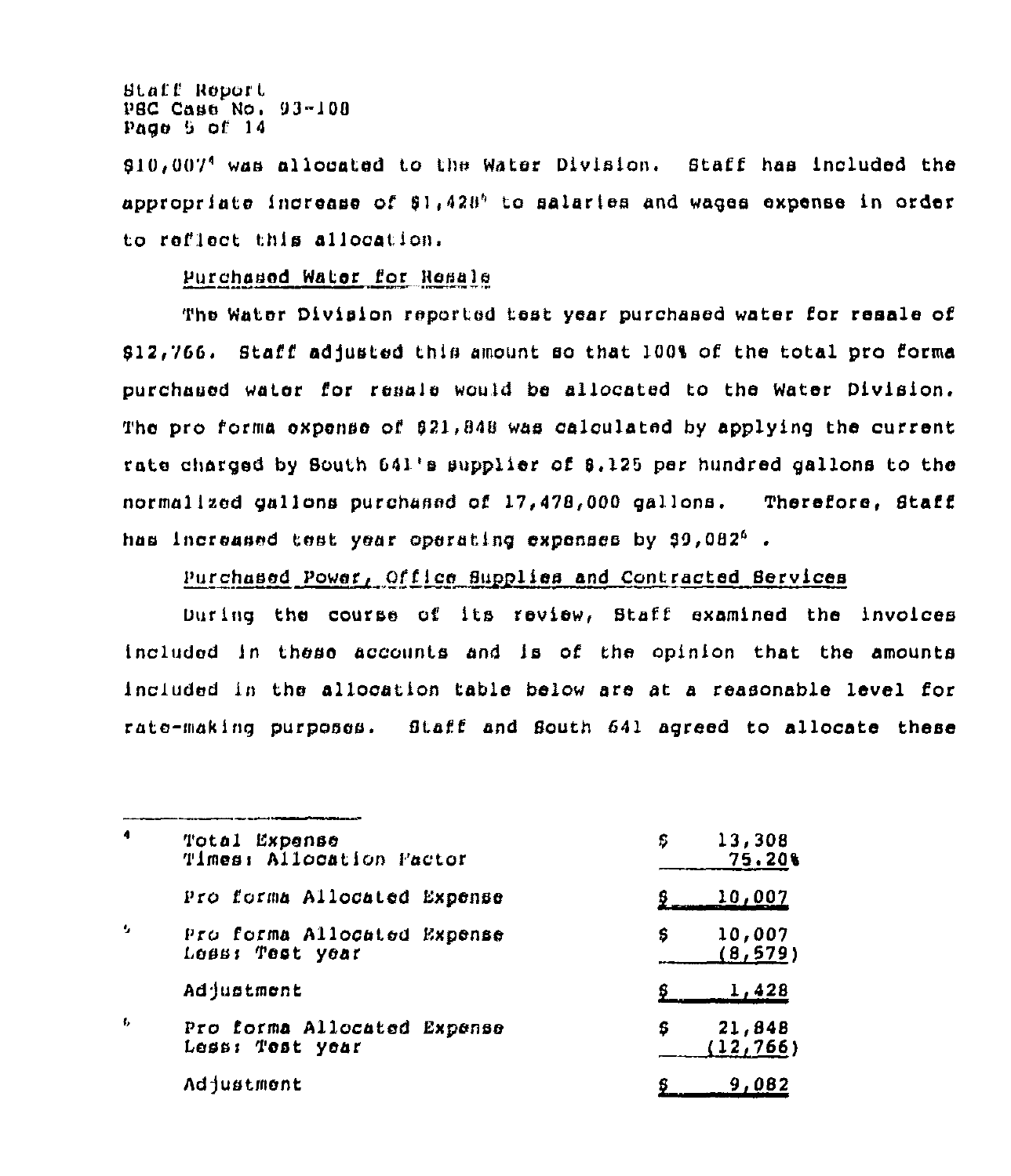$10,007[4] was allocated to the Water Division. Staff has included the appropriate increase of $1,428[5] to salaries and wages expense in order to reflect this allocation.

Purchased Water for Resale

The Water Division reported test year purchased water for resale of $12,766. Staff adjusted this amount so that 100% of the total pro forma purchased water for resale would be allocated to the Water Division. The pro forma expense of $21,848 was calculated by applying the current rate charged by South 641's supplier of $.125 per hundred gallons to the normalized gallons purchased of 17,478,000 gallons. Therefore, Staff has increased test year operating expenses by $9,082[6].

Purchased Power, Office Supplies and Contracted Services

During the course of its review, Staff examined the invoices included in these accounts and is of the opinion that the amounts included in the allocation table below are at a reasonable level for rate-making purposes. Staff and South 641 agreed to allocate these

---

[4]

| | |
|---|---|
| Total Expense | $ 13,308 |
| Times: Allocation Factor | 75.20% |
| Pro forma Allocated Expense | $ 10,007 |

[5]

| | |
|---|---|
| Pro forma Allocated Expense | $ 10,007 |
| Less: Test year | (8,579) |
| Adjustment | $ 1,428 |

[6]

| | |
|---|---|
| Pro forma Allocated Expense | $ 21,848 |
| Less: Test year | (12,766) |
| Adjustment | $ 9,082 |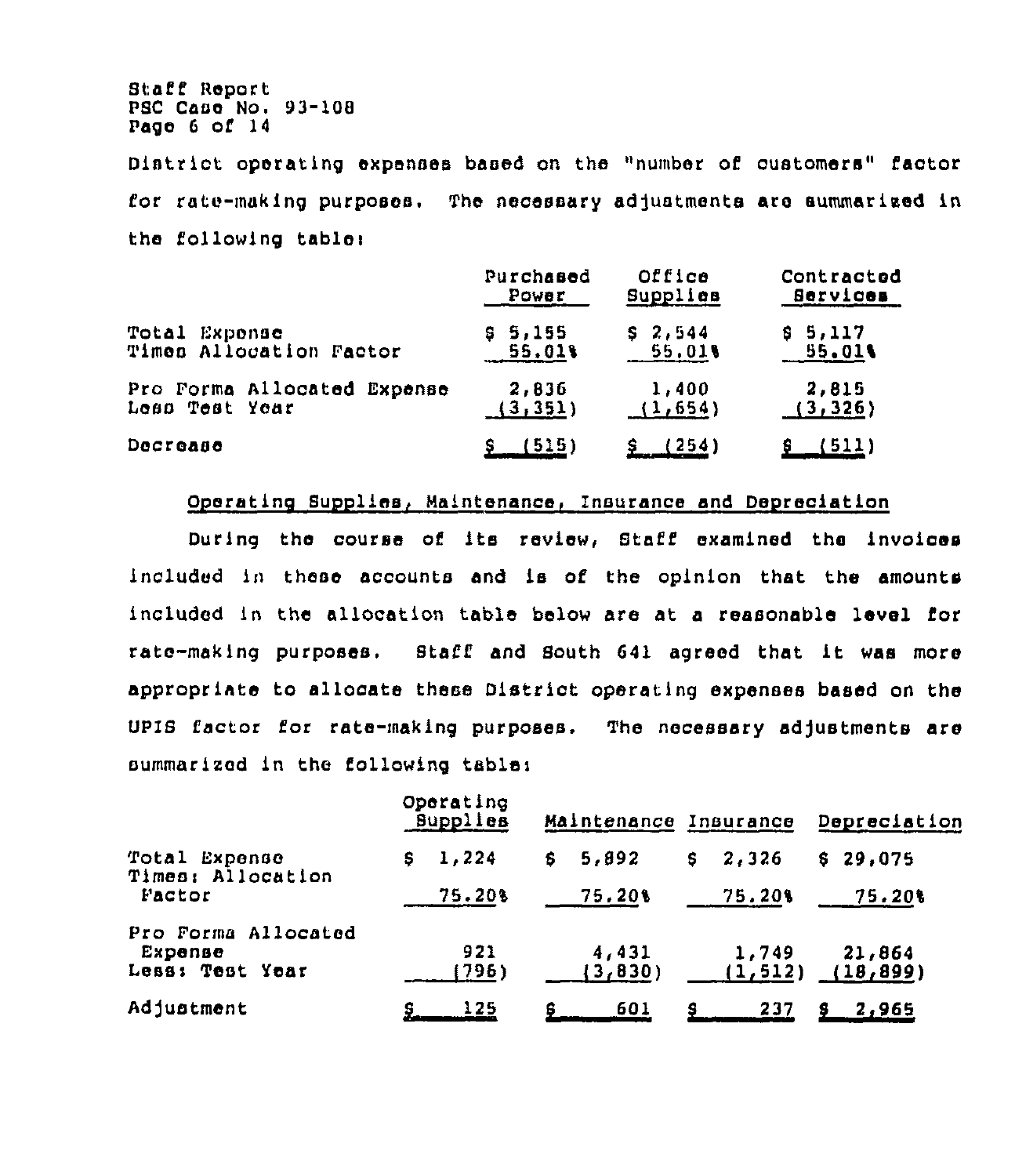District operating expenses based on the "number of customers" factor for rate-making purposes. The necessary adjustments are summarized in the following table:

| | Purchased Power | Office Supplies | Contracted Services |
|---|---|---|---|
| Total Expense | $ 5,155 | $ 2,544 | $ 5,117 |
| Times Allocation Factor | 55.01% | 55.01% | 55.01% |
| Pro Forma Allocated Expense | 2,836 | 1,400 | 2,815 |
| Less Test Year | (3,351) | (1,654) | (3,326) |
| Decrease | $ (515) | $ (254) | $ (511) |

<u>Operating Supplies, Maintenance, Insurance and Depreciation</u>

During the course of its review, Staff examined the invoices included in these accounts and is of the opinion that the amounts included in the allocation table below are at a reasonable level for rate-making purposes. Staff and South 641 agreed that it was more appropriate to allocate these District operating expenses based on the UPIS factor for rate-making purposes. The necessary adjustments are summarized in the following table:

| | Operating Supplies | Maintenance | Insurance | Depreciation |
|---|---|---|---|---|
| Total Expense | $ 1,224 | $ 5,892 | $ 2,326 | $ 29,075 |
| Times: Allocation Factor | 75.20% | 75.20% | 75.20% | 75.20% |
| Pro Forma Allocated Expense | 921 | 4,431 | 1,749 | 21,864 |
| Less: Test Year | (796) | (3,830) | (1,512) | (18,899) |
| Adjustment | $ 125 | $ 601 | $ 237 | $ 2,965 |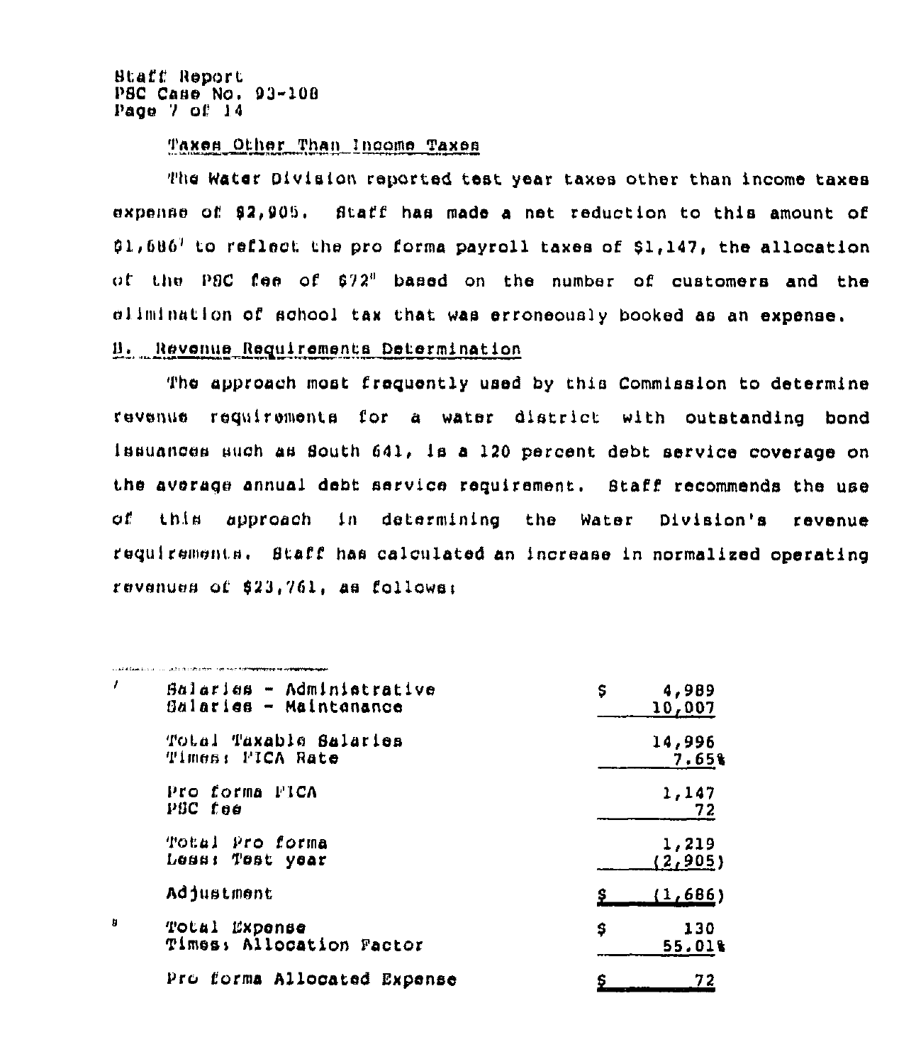Taxes Other Than Income Taxes

The Water Division reported test year taxes other than income taxes expense of $2,905. Staff has made a net reduction to this amount of $1,686[7] to reflect the pro forma payroll taxes of $1,147, the allocation of the PSC fee of $72[8] based on the number of customers and the elimination of school tax that was erroneously booked as an expense.

B. Revenue Requirements Determination

The approach most frequently used by this Commission to determine revenue requirements for a water district with outstanding bond issuances such as South 641, is a 120 percent debt service coverage on the average annual debt service requirement. Staff recommends the use of this approach in determining the Water Division's revenue requirements. Staff has calculated an increase in normalized operating revenues of $23,761, as follows:

---

[7]

| | |
|---|---|
| Salaries - Administrative | $ 4,989 |
| Salaries - Maintenance | 10,007 |
| Total Taxable Salaries | 14,996 |
| Times: FICA Rate | 7.65% |
| Pro forma FICA | 1,147 |
| PSC fee | 72 |
| Total Pro forma | 1,219 |
| Less: Test year | (2,905) |
| Adjustment | $ (1,686) |

[8]

| | |
|---|---|
| Total Expense | $ 130 |
| Times: Allocation Factor | 55.01% |
| Pro forma Allocated Expense | $ 72 |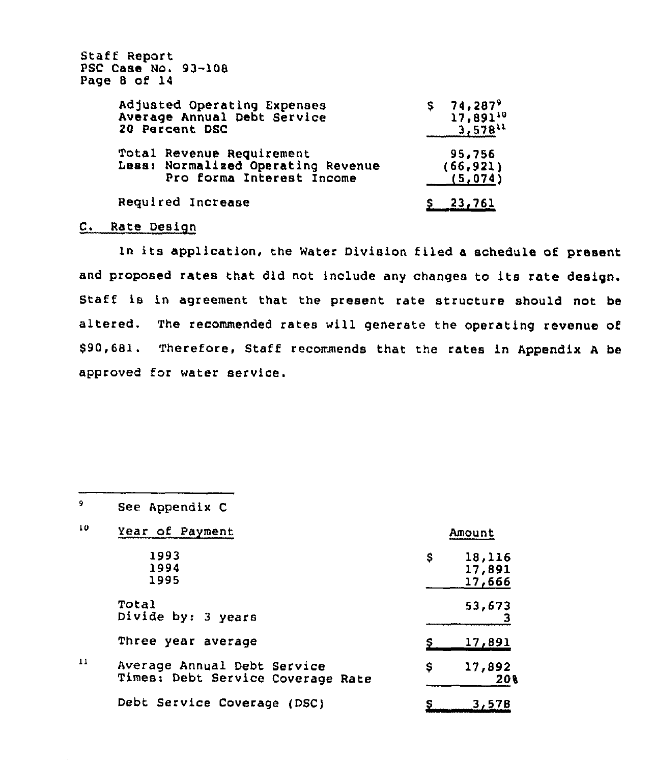| | |
|---|---|
| Adjusted Operating Expenses | $ 74,287[9] |
| Average Annual Debt Service | 17,891[10] |
| 20 Percent DSC | 3,578[11] |
| Total Revenue Requirement | 95,756 |
| Less: Normalized Operating Revenue | (66,921) |
| Pro forma Interest Income | (5,074) |
| Required Increase | $ 23,761 |

## C. Rate Design

In its application, the Water Division filed a schedule of present and proposed rates that did not include any changes to its rate design. Staff is in agreement that the present rate structure should not be altered. The recommended rates will generate the operating revenue of $90,681. Therefore, Staff recommends that the rates in Appendix A be approved for water service.

---

[9] See Appendix C

[10]

| Year of Payment | Amount |
|---|---|
| 1993 | $ 18,116 |
| 1994 | 17,891 |
| 1995 | 17,666 |
| Total | 53,673 |
| Divide by: 3 years | 3 |
| Three year average | $ 17,891 |

[11]

| | |
|---|---|
| Average Annual Debt Service | $ 17,892 |
| Times: Debt Service Coverage Rate | 20% |
| Debt Service Coverage (DSC) | $ 3,578 |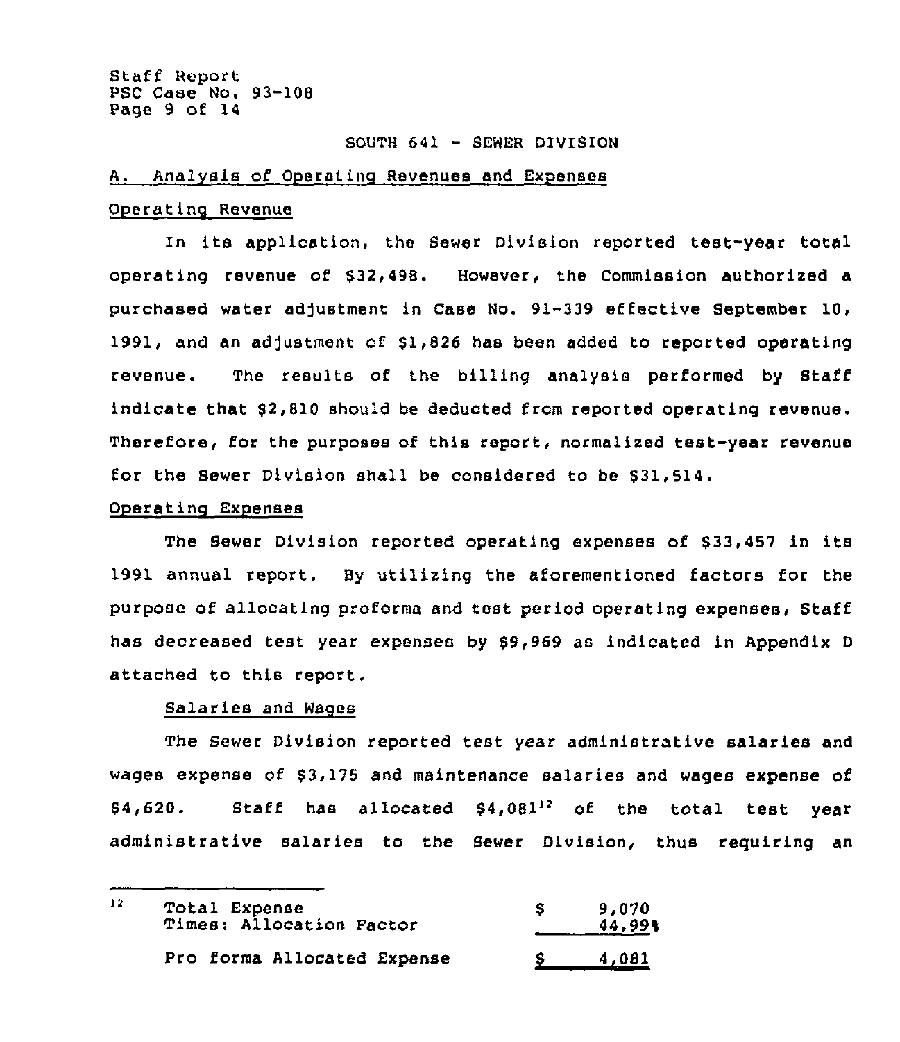SOUTH 641 - SEWER DIVISION

## A. Analysis of Operating Revenues and Expenses

### Operating Revenue

In its application, the Sewer Division reported test-year total operating revenue of $32,498. However, the Commission authorized a purchased water adjustment in Case No. 91-339 effective September 10, 1991, and an adjustment of $1,826 has been added to reported operating revenue. The results of the billing analysis performed by Staff indicate that $2,810 should be deducted from reported operating revenue. Therefore, for the purposes of this report, normalized test-year revenue for the Sewer Division shall be considered to be $31,514.

### Operating Expenses

The Sewer Division reported operating expenses of $33,457 in its 1991 annual report. By utilizing the aforementioned factors for the purpose of allocating proforma and test period operating expenses, Staff has decreased test year expenses by $9,969 as indicated in Appendix D attached to this report.

#### Salaries and Wages

The Sewer Division reported test year administrative salaries and wages expense of $3,175 and maintenance salaries and wages expense of $4,620. Staff has allocated $4,081[12] of the total test year administrative salaries to the Sewer Division, thus requiring an

---

[12]

| | |
|---|---|
| Total Expense | $ 9,070 |
| Times: Allocation Factor | 44.99% |
| Pro forma Allocated Expense | $ 4,081 |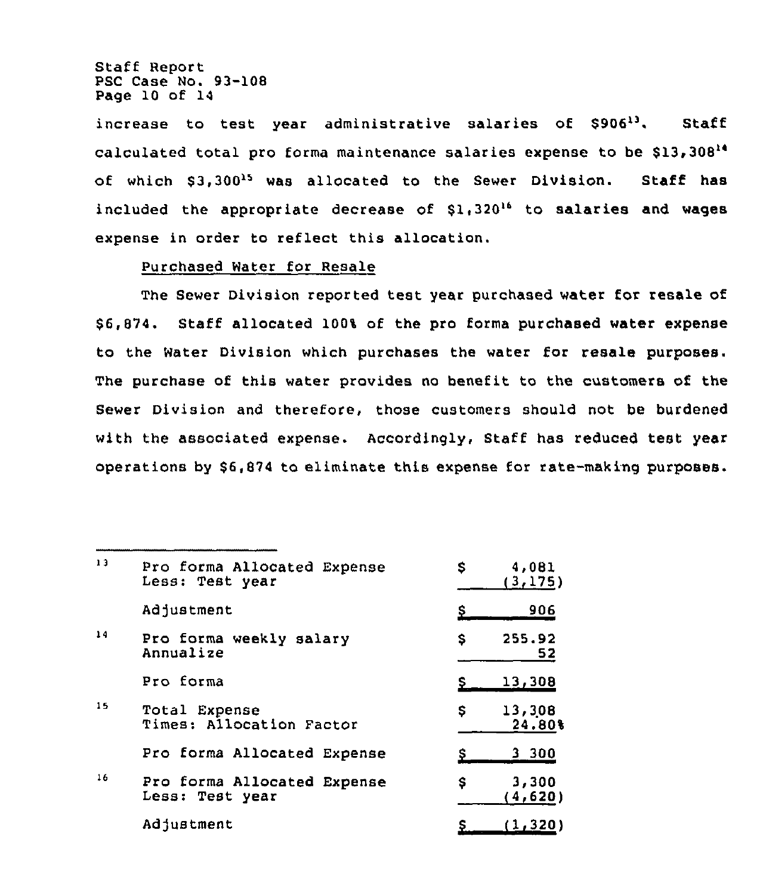increase to test year administrative salaries of $906[13]. Staff calculated total pro forma maintenance salaries expense to be $13,308[14] of which $3,300[15] was allocated to the Sewer Division. Staff has included the appropriate decrease of $1,320[16] to salaries and wages expense in order to reflect this allocation.

Purchased Water for Resale

The Sewer Division reported test year purchased water for resale of $6,874. Staff allocated 100% of the pro forma purchased water expense to the Water Division which purchases the water for resale purposes. The purchase of this water provides no benefit to the customers of the Sewer Division and therefore, those customers should not be burdened with the associated expense. Accordingly, Staff has reduced test year operations by $6,874 to eliminate this expense for rate-making purposes.

---

| | | |
|---|---|---|
| [13] | Pro forma Allocated Expense | $ 4,081 |
| | Less: Test year | (3,175) |
| | Adjustment | $ 906 |
| [14] | Pro forma weekly salary | $ 255.92 |
| | Annualize | 52 |
| | Pro forma | $ 13,308 |
| [15] | Total Expense | $ 13,308 |
| | Times: Allocation Factor | 24.80% |
| | Pro forma Allocated Expense | $ 3 300 |
| [16] | Pro forma Allocated Expense | $ 3,300 |
| | Less: Test year | (4,620) |
| | Adjustment | $ (1,320) |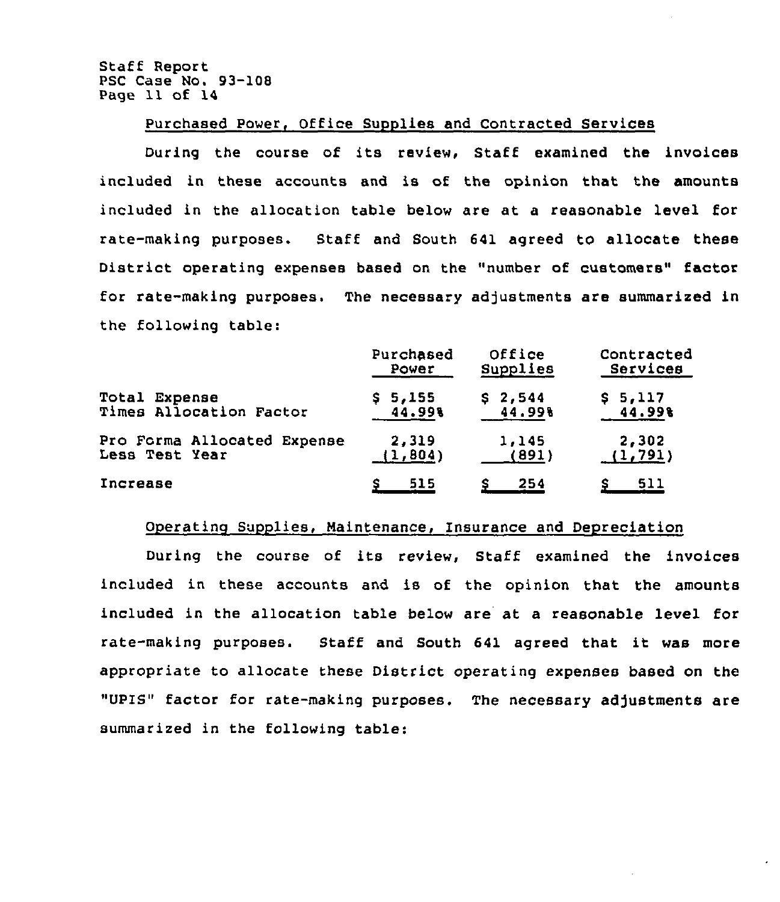### Purchased Power, Office Supplies and Contracted Services

During the course of its review, Staff examined the invoices included in these accounts and is of the opinion that the amounts included in the allocation table below are at a reasonable level for rate-making purposes. Staff and South 641 agreed to allocate these District operating expenses based on the "number of customers" factor for rate-making purposes. The necessary adjustments are summarized in the following table:

| | Purchased Power | Office Supplies | Contracted Services |
|---|---|---|---|
| Total Expense | $ 5,155 | $ 2,544 | $ 5,117 |
| Times Allocation Factor | 44.99% | 44.99% | 44.99% |
| Pro Forma Allocated Expense | 2,319 | 1,145 | 2,302 |
| Less Test Year | (1,804) | (891) | (1,791) |
| Increase | $ 515 | $ 254 | $ 511 |

### Operating Supplies, Maintenance, Insurance and Depreciation

During the course of its review, Staff examined the invoices included in these accounts and is of the opinion that the amounts included in the allocation table below are at a reasonable level for rate-making purposes. Staff and South 641 agreed that it was more appropriate to allocate these District operating expenses based on the "UPIS" factor for rate-making purposes. The necessary adjustments are summarized in the following table: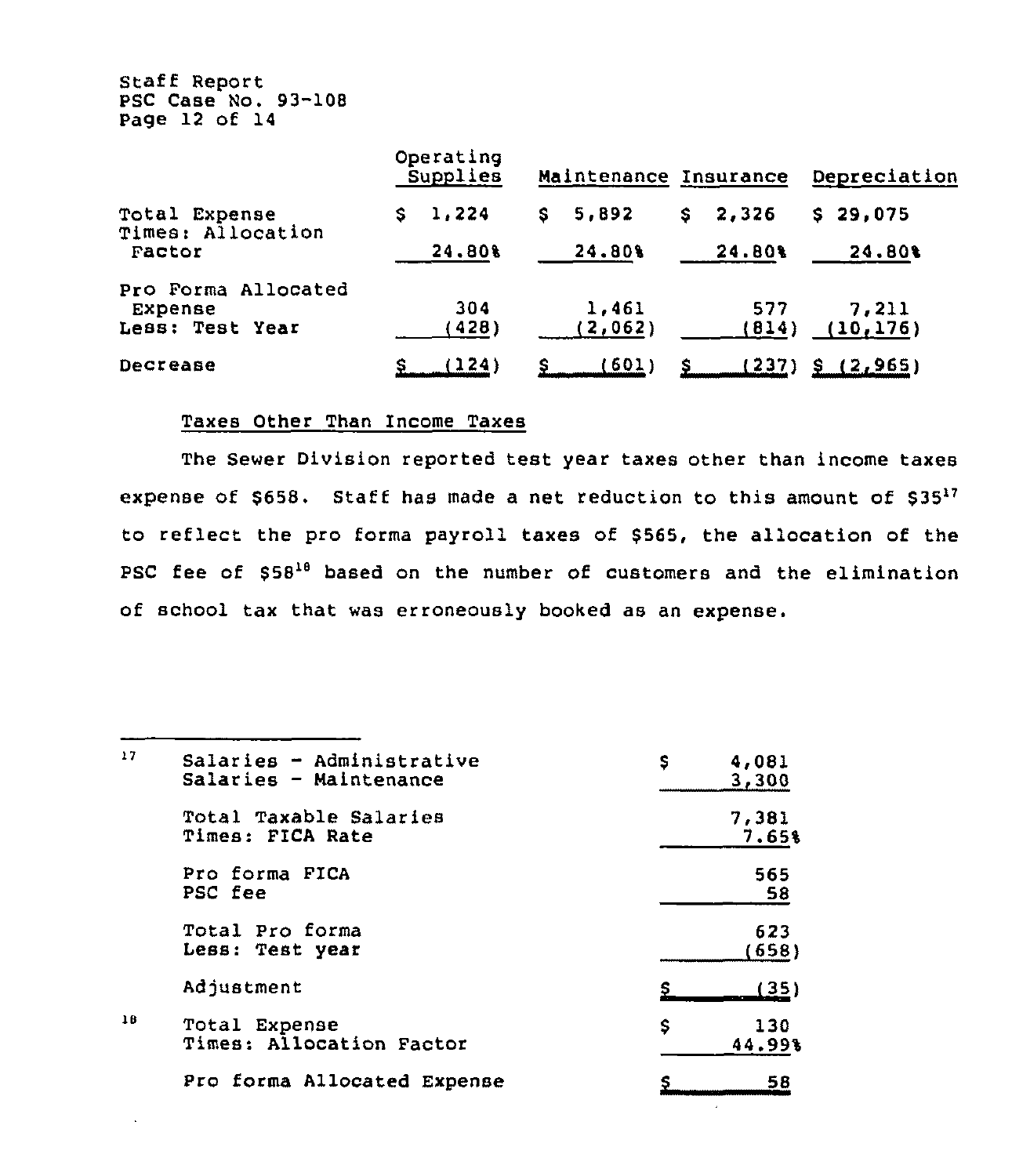| | Operating Supplies | Maintenance | Insurance | Depreciation |
|---|---|---|---|---|
| Total Expense | $ 1,224 | $ 5,892 | $ 2,326 | $ 29,075 |
| Times: Allocation Factor | 24.80% | 24.80% | 24.80% | 24.80% |
| Pro Forma Allocated Expense | 304 | 1,461 | 577 | 7,211 |
| Less: Test Year | (428) | (2,062) | (814) | (10,176) |
| Decrease | $ (124) | $ (601) | $ (237) | $ (2,965) |

## Taxes Other Than Income Taxes

The Sewer Division reported test year taxes other than income taxes expense of $658. Staff has made a net reduction to this amount of $35[17] to reflect the pro forma payroll taxes of $565, the allocation of the PSC fee of $58[18] based on the number of customers and the elimination of school tax that was erroneously booked as an expense.

---

[17]

| | |
|---|---|
| Salaries - Administrative | $ 4,081 |
| Salaries - Maintenance | 3,300 |
| Total Taxable Salaries | 7,381 |
| Times: FICA Rate | 7.65% |
| Pro forma FICA | 565 |
| PSC fee | 58 |
| Total Pro forma | 623 |
| Less: Test year | (658) |
| Adjustment | $ (35) |

[18]

| | |
|---|---|
| Total Expense | $ 130 |
| Times: Allocation Factor | 44.99% |
| Pro forma Allocated Expense | $ 58 |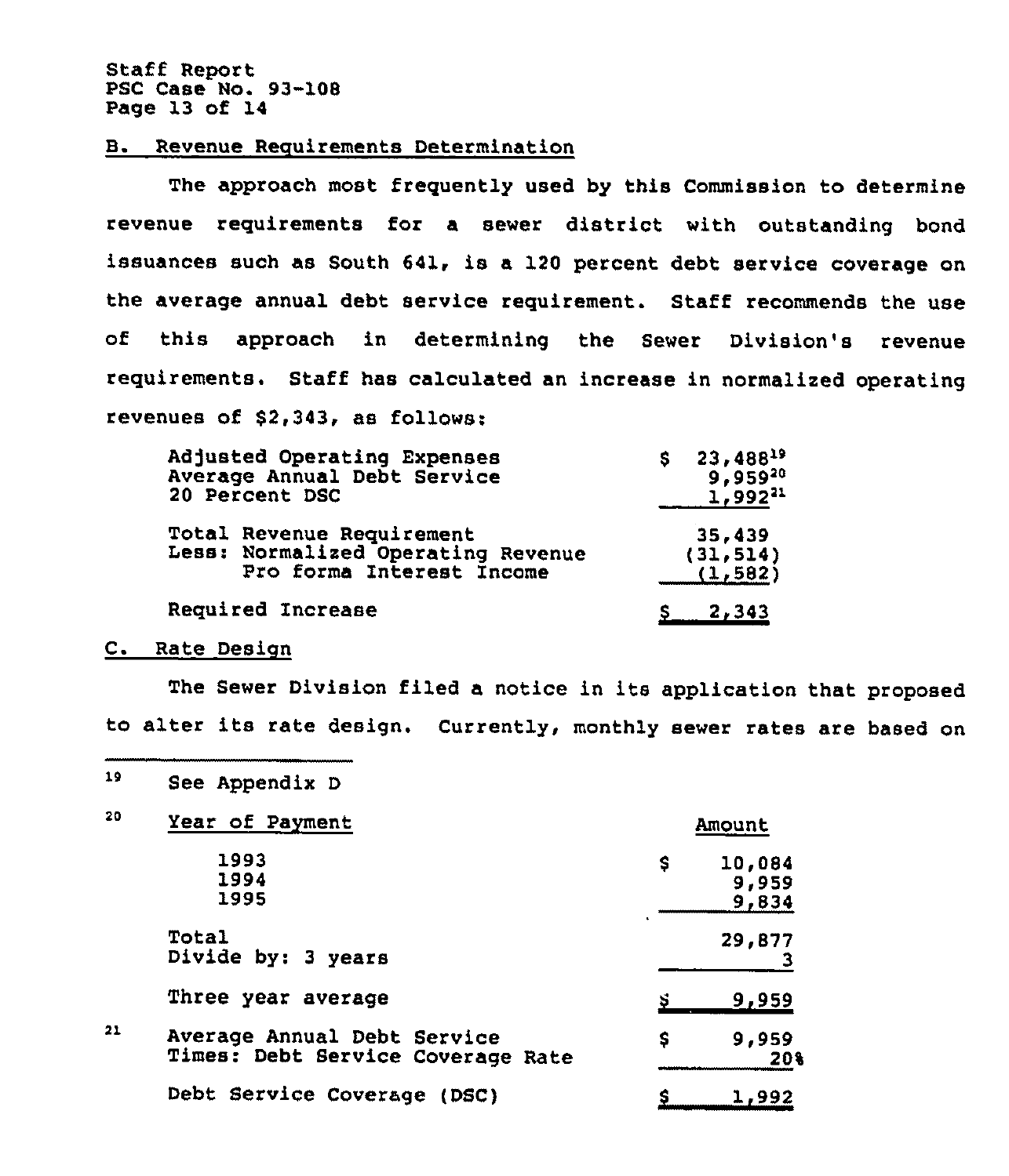### B. Revenue Requirements Determination

The approach most frequently used by this Commission to determine revenue requirements for a sewer district with outstanding bond issuances such as South 641, is a 120 percent debt service coverage on the average annual debt service requirement. Staff recommends the use of this approach in determining the Sewer Division's revenue requirements. Staff has calculated an increase in normalized operating revenues of $2,343, as follows:

| | |
|---|---|
| Adjusted Operating Expenses | $ 23,488[19] |
| Average Annual Debt Service | 9,959[20] |
| 20 Percent DSC | 1,992[21] |
| Total Revenue Requirement | 35,439 |
| Less: Normalized Operating Revenue | (31,514) |
| Pro forma Interest Income | (1,582) |
| Required Increase | $ 2,343 |

### C. Rate Design

The Sewer Division filed a notice in its application that proposed to alter its rate design. Currently, monthly sewer rates are based on

---

[19] See Appendix D

[20]

| Year of Payment | Amount |
|---|---|
| 1993 | $ 10,084 |
| 1994 | 9,959 |
| 1995 | 9,834 |
| Total | 29,877 |
| Divide by: 3 years | 3 |
| Three year average | $ 9,959 |

[21]

| | |
|---|---|
| Average Annual Debt Service | $ 9,959 |
| Times: Debt Service Coverage Rate | 20% |
| Debt Service Coverage (DSC) | $ 1,992 |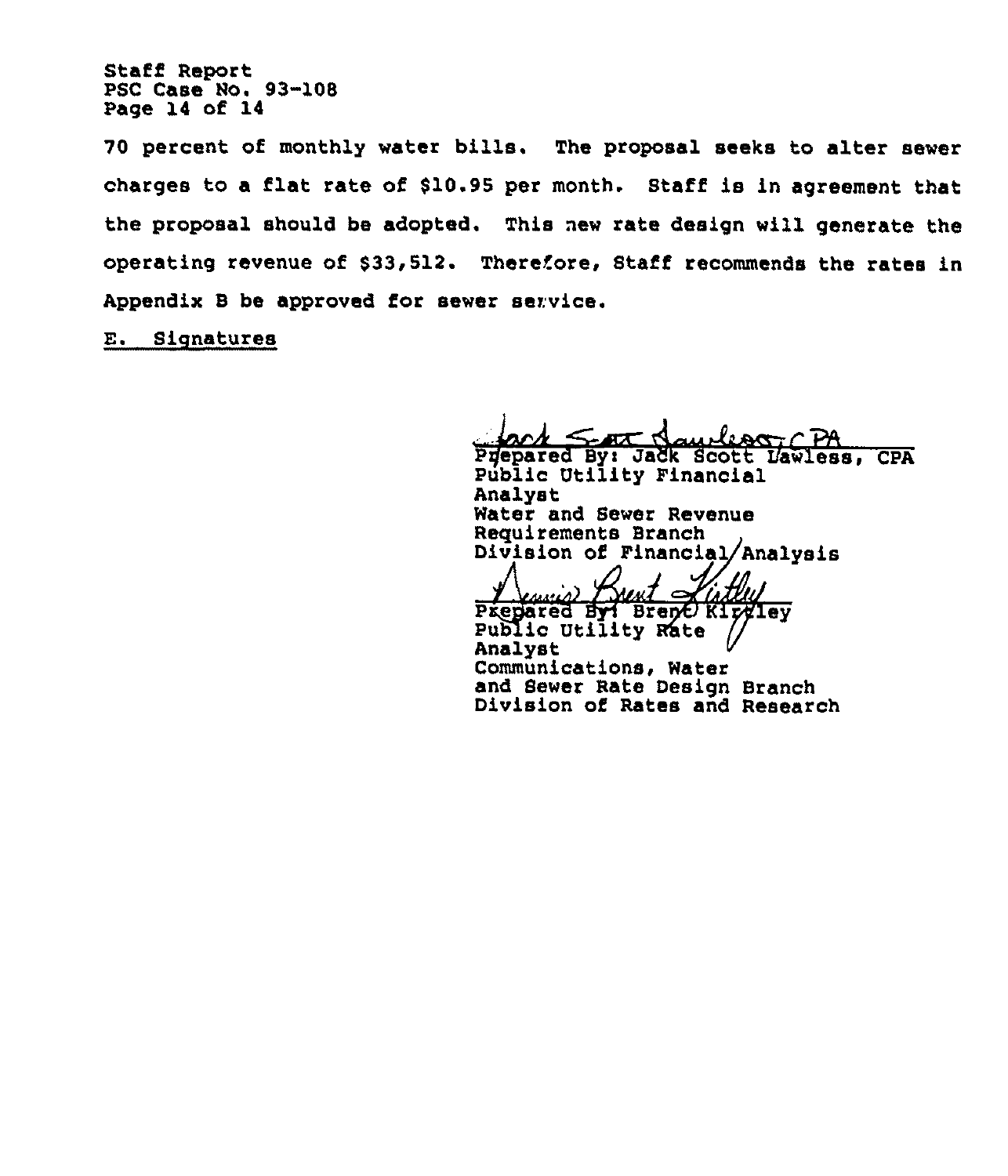70 percent of monthly water bills. The proposal seeks to alter sewer charges to a flat rate of $10.95 per month. Staff is in agreement that the proposal should be adopted. This new rate design will generate the operating revenue of $33,512. Therefore, Staff recommends the rates in Appendix B be approved for sewer service.

E. Signatures

Prepared By: Jack Scott Lawless, CPA
Public Utility Financial Analyst
Water and Sewer Revenue Requirements Branch
Division of Financial Analysis

Prepared By: Brent Kirtley
Public Utility Rate Analyst
Communications, Water and Sewer Rate Design Branch
Division of Rates and Research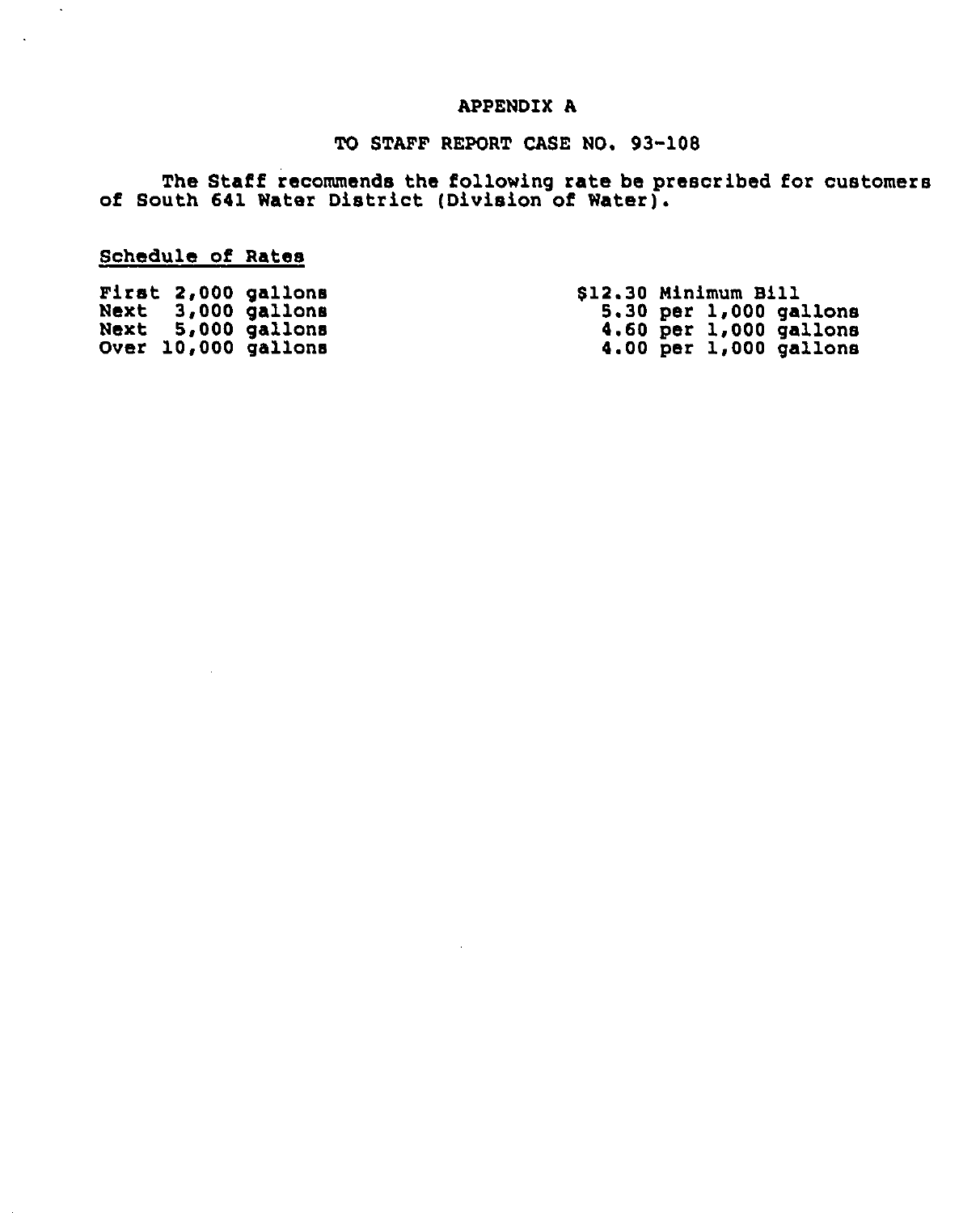APPENDIX A

TO STAFF REPORT CASE NO. 93-108

The Staff recommends the following rate be prescribed for customers of South 641 Water District (Division of Water).

Schedule of Rates

| | |
|---|---|
| First 2,000 gallons | $12.30 Minimum Bill |
| Next 3,000 gallons | 5.30 per 1,000 gallons |
| Next 5,000 gallons | 4.60 per 1,000 gallons |
| Over 10,000 gallons | 4.00 per 1,000 gallons |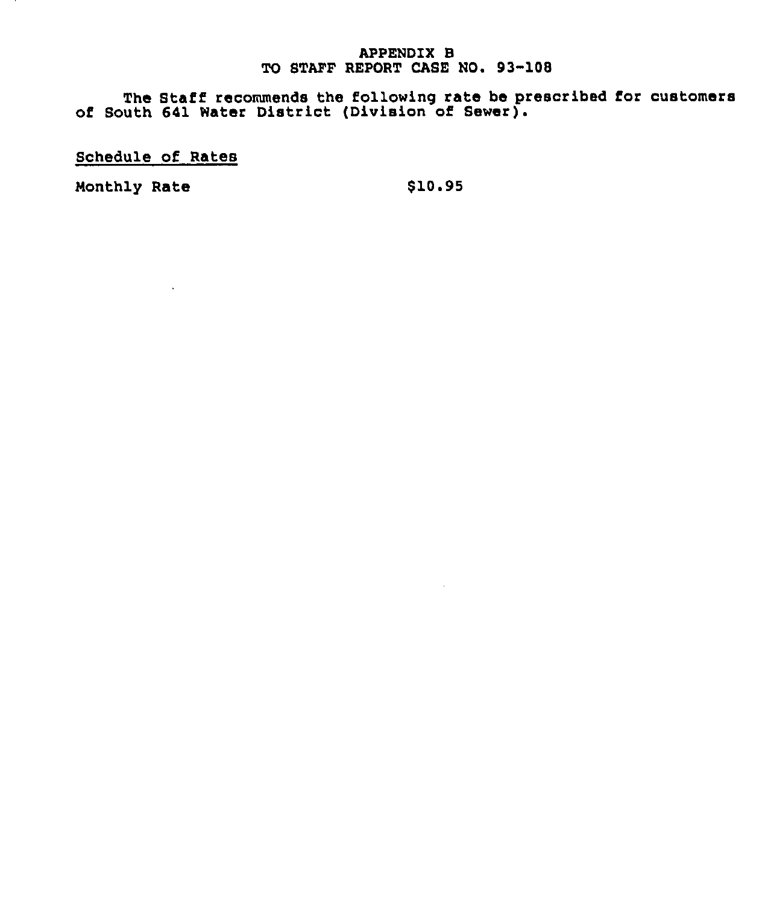# APPENDIX B
## TO STAFF REPORT CASE NO. 93-108

The Staff recommends the following rate be prescribed for customers of South 641 Water District (Division of Sewer).

<u>Schedule of Rates</u>

| Monthly Rate | $10.95 |
|---|---|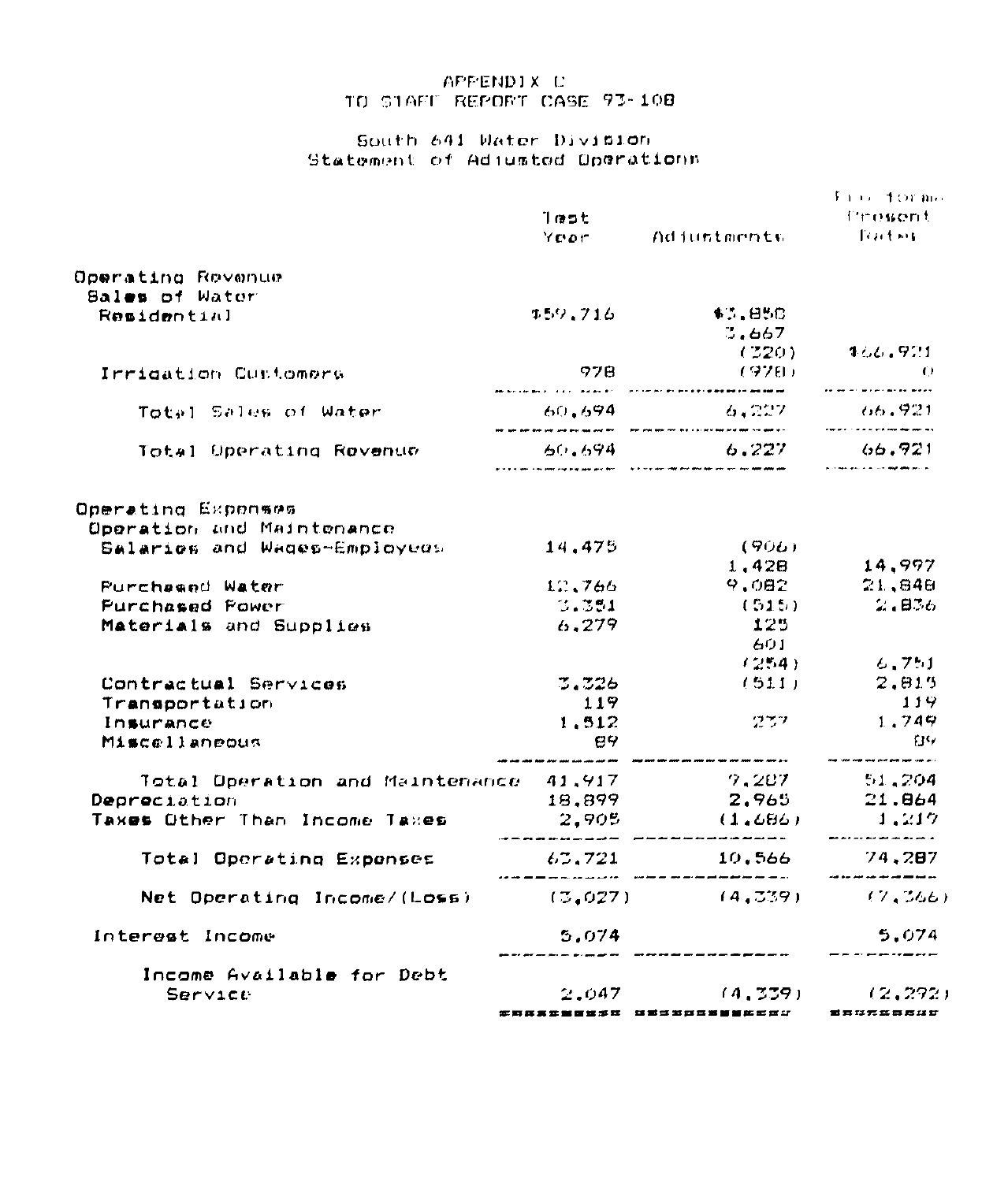APPENDIX C
TO STAFF REPORT CASE 93-108

South 641 Water Division
Statement of Adjusted Operations

| | Test Year | Adjustments | Pro forma Present Rates |
|---|---|---|---|
| **Operating Revenue** | | | |
| Sales of Water | | | |
| Residential | $59,716 | $3,850 | |
| | | 3,667 | |
| | | (320) | $66,921 |
| Irrigation Customers | 978 | (978) | 0 |
| Total Sales of Water | 60,694 | 6,227 | 66,921 |
| Total Operating Revenue | 60,694 | 6,227 | 66,921 |
| **Operating Expenses** | | | |
| Operation and Maintenance | | | |
| Salaries and Wages-Employees | 14,475 | (906) | |
| | | 1,428 | 14,997 |
| Purchased Water | 12,766 | 9,082 | 21,848 |
| Purchased Power | 3,351 | (515) | 2,836 |
| Materials and Supplies | 6,279 | 125 | |
| | | 601 | |
| | | (254) | 6,751 |
| Contractual Services | 3,326 | (511) | 2,815 |
| Transportation | 119 | | 119 |
| Insurance | 1,512 | 237 | 1,749 |
| Miscellaneous | 89 | | 89 |
| Total Operation and Maintenance | 41,917 | 9,287 | 51,204 |
| Depreciation | 18,899 | 2,965 | 21,864 |
| Taxes Other Than Income Taxes | 2,905 | (1,686) | 1,219 |
| Total Operating Expenses | 63,721 | 10,566 | 74,287 |
| Net Operating Income/(Loss) | (3,027) | (4,339) | (7,366) |
| Interest Income | 5,074 | | 5,074 |
| Income Available for Debt Service | 2,047 | (4,339) | (2,292) |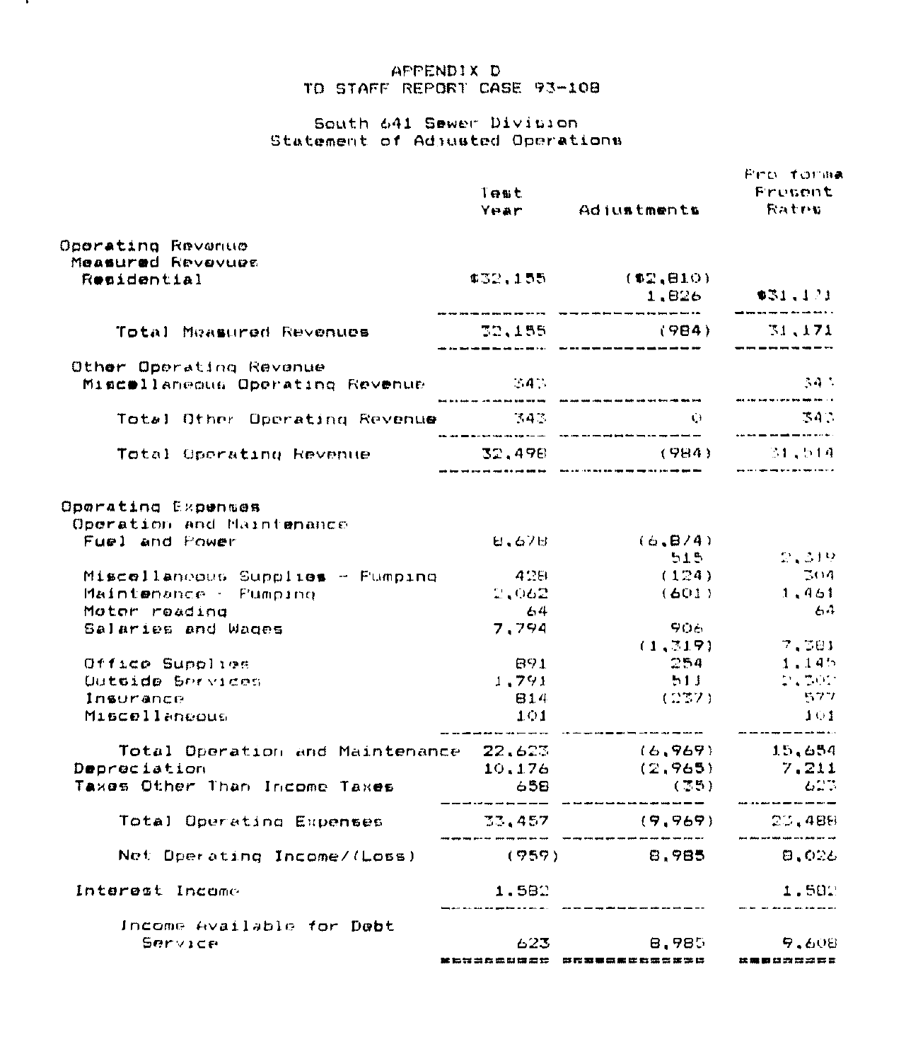APPENDIX D
TO STAFF REPORT CASE 93-108

South 641 Sewer Division
Statement of Adjusted Operations

| | Test Year | Adjustments | Pro forma Present Rates |
|---|---|---|---|
| Operating Revenue | | | |
| Measured Revevues | | | |
| Residential | $32,155 | ($2,810) | |
| | | 1,826 | $31,171 |
| Total Measured Revenues | 32,155 | (984) | 31,171 |
| Other Operating Revenue | | | |
| Miscellaneous Operating Revenue | 343 | | 343 |
| Total Other Operating Revenue | 343 | 0 | 343 |
| Total Operating Revenue | 32,498 | (984) | 31,514 |
| Operating Expenses | | | |
| Operation and Maintenance | | | |
| Fuel and Power | 8,678 | (6,874) | |
| | | 515 | 2,319 |
| Miscellaneous Supplies - Pumping | 428 | (124) | 304 |
| Maintenance - Pumping | 2,062 | (601) | 1,461 |
| Motor reading | 64 | | 64 |
| Salaries and Wages | 7,794 | 906 | |
| | | (1,319) | 7,381 |
| Office Supplies | 891 | 254 | 1,145 |
| Outside Services | 1,791 | 511 | 2,302 |
| Insurance | 814 | (237) | 577 |
| Miscellaneous | 101 | | 101 |
| Total Operation and Maintenance | 22,623 | (6,969) | 15,654 |
| Depreciation | 10,176 | (2,965) | 7,211 |
| Taxes Other Than Income Taxes | 658 | (35) | 623 |
| Total Operating Expenses | 33,457 | (9,969) | 23,488 |
| Net Operating Income/(Loss) | (959) | 8,985 | 8,026 |
| Interest Income | 1,582 | | 1,582 |
| Income Available for Debt Service | 623 | 8,985 | 9,608 |